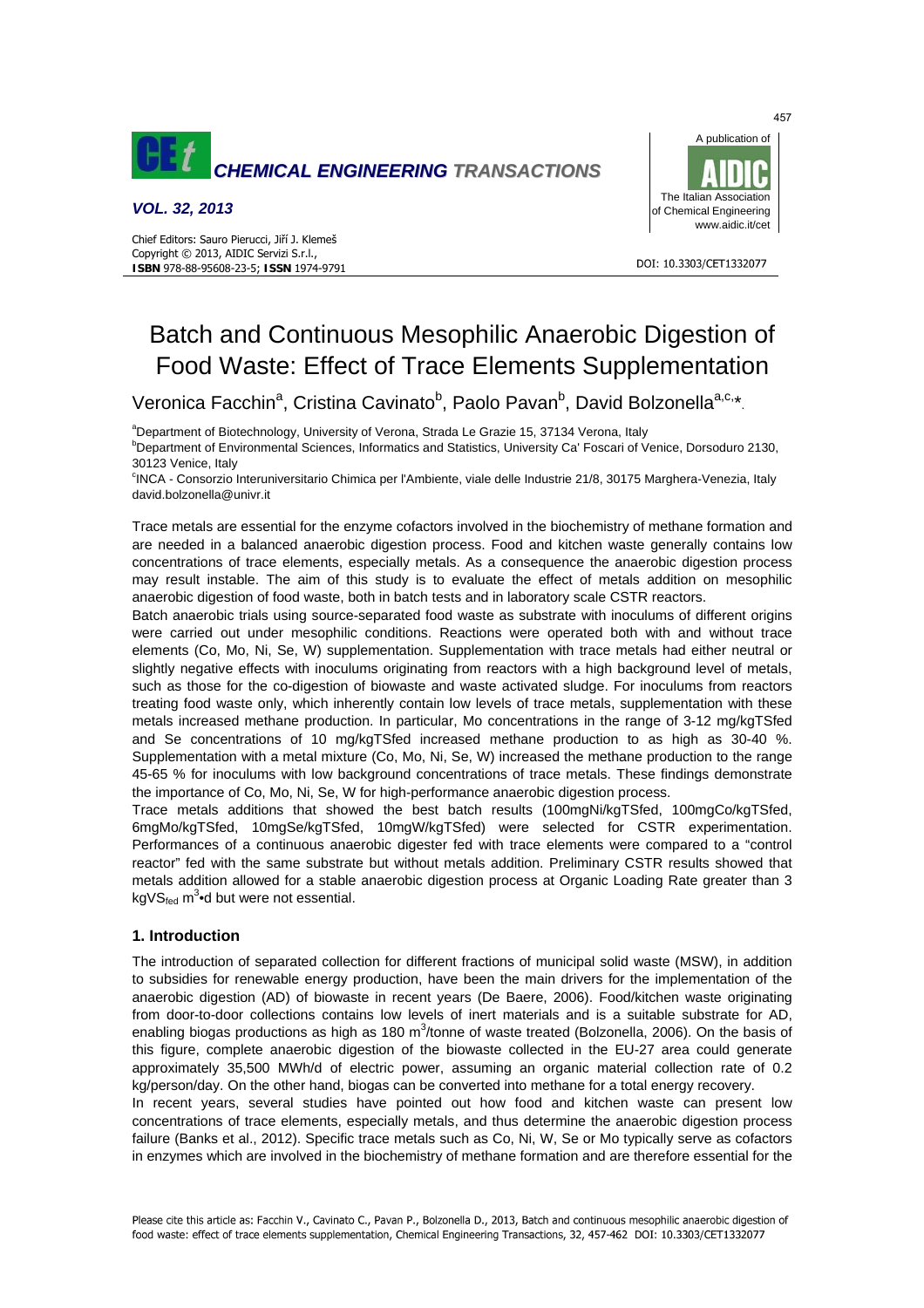# Batch and Continuous Mesophilic Anaerobic Digestion of Food Waste: Effect of Trace Elements Supplementation

Veronica Facchin[a], Cristina Cavinato[b], Paolo Pavan[b], David Bolzonella[a,c,*]

[a]Department of Biotechnology, University of Verona, Strada Le Grazie 15, 37134 Verona, Italy
[b]Department of Environmental Sciences, Informatics and Statistics, University Ca' Foscari of Venice, Dorsoduro 2130, 30123 Venice, Italy
[c]INCA - Consorzio Interuniversitario Chimica per l'Ambiente, viale delle Industrie 21/8, 30175 Marghera-Venezia, Italy
david.bolzonella@univr.it

Trace metals are essential for the enzyme cofactors involved in the biochemistry of methane formation and are needed in a balanced anaerobic digestion process. Food and kitchen waste generally contains low concentrations of trace elements, especially metals. As a consequence the anaerobic digestion process may result instable. The aim of this study is to evaluate the effect of metals addition on mesophilic anaerobic digestion of food waste, both in batch tests and in laboratory scale CSTR reactors.

Batch anaerobic trials using source-separated food waste as substrate with inoculums of different origins were carried out under mesophilic conditions. Reactions were operated both with and without trace elements (Co, Mo, Ni, Se, W) supplementation. Supplementation with trace metals had either neutral or slightly negative effects with inoculums originating from reactors with a high background level of metals, such as those for the co-digestion of biowaste and waste activated sludge. For inoculums from reactors treating food waste only, which inherently contain low levels of trace metals, supplementation with these metals increased methane production. In particular, Mo concentrations in the range of 3-12 mg/kgTSfed and Se concentrations of 10 mg/kgTSfed increased methane production to as high as 30-40 %. Supplementation with a metal mixture (Co, Mo, Ni, Se, W) increased the methane production to the range 45-65 % for inoculums with low background concentrations of trace metals. These findings demonstrate the importance of Co, Mo, Ni, Se, W for high-performance anaerobic digestion process.

Trace metals additions that showed the best batch results (100mgNi/kgTSfed, 100mgCo/kgTSfed, 6mgMo/kgTSfed, 10mgSe/kgTSfed, 10mgW/kgTSfed) were selected for CSTR experimentation. Performances of a continuous anaerobic digester fed with trace elements were compared to a "control reactor" fed with the same substrate but without metals addition. Preliminary CSTR results showed that metals addition allowed for a stable anaerobic digestion process at Organic Loading Rate greater than 3 $kgVS_{fed}\ m^3$•d but were not essential.

## 1. Introduction

The introduction of separated collection for different fractions of municipal solid waste (MSW), in addition to subsidies for renewable energy production, have been the main drivers for the implementation of the anaerobic digestion (AD) of biowaste in recent years (De Baere, 2006). Food/kitchen waste originating from door-to-door collections contains low levels of inert materials and is a suitable substrate for AD, enabling biogas productions as high as 180 $m^3$/tonne of waste treated (Bolzonella, 2006). On the basis of this figure, complete anaerobic digestion of the biowaste collected in the EU-27 area could generate approximately 35,500 MWh/d of electric power, assuming an organic material collection rate of 0.2 kg/person/day. On the other hand, biogas can be converted into methane for a total energy recovery.

In recent years, several studies have pointed out how food and kitchen waste can present low concentrations of trace elements, especially metals, and thus determine the anaerobic digestion process failure (Banks et al., 2012). Specific trace metals such as Co, Ni, W, Se or Mo typically serve as cofactors in enzymes which are involved in the biochemistry of methane formation and are therefore essential for the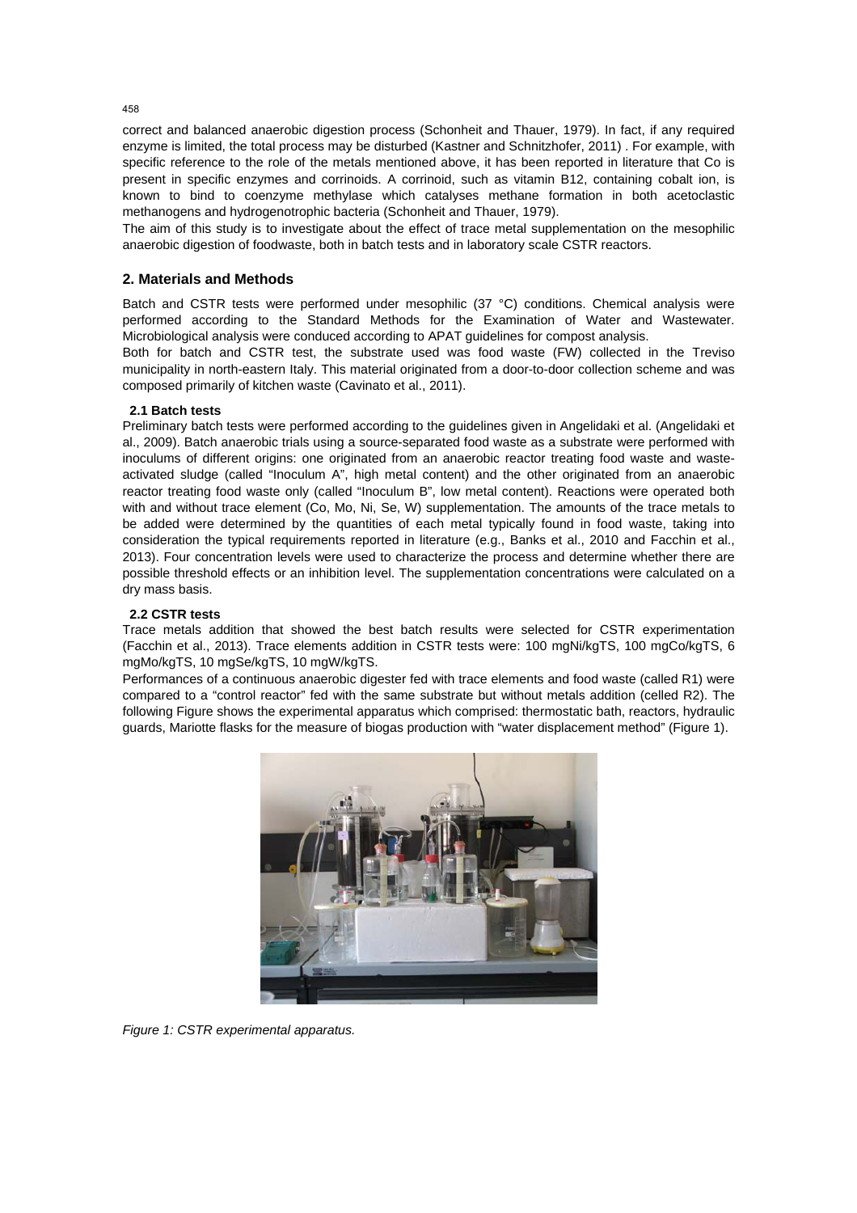correct and balanced anaerobic digestion process (Schonheit and Thauer, 1979). In fact, if any required enzyme is limited, the total process may be disturbed (Kastner and Schnitzhofer, 2011) . For example, with specific reference to the role of the metals mentioned above, it has been reported in literature that Co is present in specific enzymes and corrinoids. A corrinoid, such as vitamin B12, containing cobalt ion, is known to bind to coenzyme methylase which catalyses methane formation in both acetoclastic methanogens and hydrogenotrophic bacteria (Schonheit and Thauer, 1979).

The aim of this study is to investigate about the effect of trace metal supplementation on the mesophilic anaerobic digestion of foodwaste, both in batch tests and in laboratory scale CSTR reactors.

## 2. Materials and Methods

Batch and CSTR tests were performed under mesophilic (37 °C) conditions. Chemical analysis were performed according to the Standard Methods for the Examination of Water and Wastewater. Microbiological analysis were conduced according to APAT guidelines for compost analysis.

Both for batch and CSTR test, the substrate used was food waste (FW) collected in the Treviso municipality in north-eastern Italy. This material originated from a door-to-door collection scheme and was composed primarily of kitchen waste (Cavinato et al., 2011).

### 2.1 Batch tests

Preliminary batch tests were performed according to the guidelines given in Angelidaki et al. (Angelidaki et al., 2009). Batch anaerobic trials using a source-separated food waste as a substrate were performed with inoculums of different origins: one originated from an anaerobic reactor treating food waste and waste-activated sludge (called "Inoculum A", high metal content) and the other originated from an anaerobic reactor treating food waste only (called "Inoculum B", low metal content). Reactions were operated both with and without trace element (Co, Mo, Ni, Se, W) supplementation. The amounts of the trace metals to be added were determined by the quantities of each metal typically found in food waste, taking into consideration the typical requirements reported in literature (e.g., Banks et al., 2010 and Facchin et al., 2013). Four concentration levels were used to characterize the process and determine whether there are possible threshold effects or an inhibition level. The supplementation concentrations were calculated on a dry mass basis.

### 2.2 CSTR tests

Trace metals addition that showed the best batch results were selected for CSTR experimentation (Facchin et al., 2013). Trace elements addition in CSTR tests were: 100 mgNi/kgTS, 100 mgCo/kgTS, 6 mgMo/kgTS, 10 mgSe/kgTS, 10 mgW/kgTS.

Performances of a continuous anaerobic digester fed with trace elements and food waste (called R1) were compared to a "control reactor" fed with the same substrate but without metals addition (celled R2). The following Figure shows the experimental apparatus which comprised: thermostatic bath, reactors, hydraulic guards, Mariotte flasks for the measure of biogas production with "water displacement method" (Figure 1).

*Figure 1: CSTR experimental apparatus.*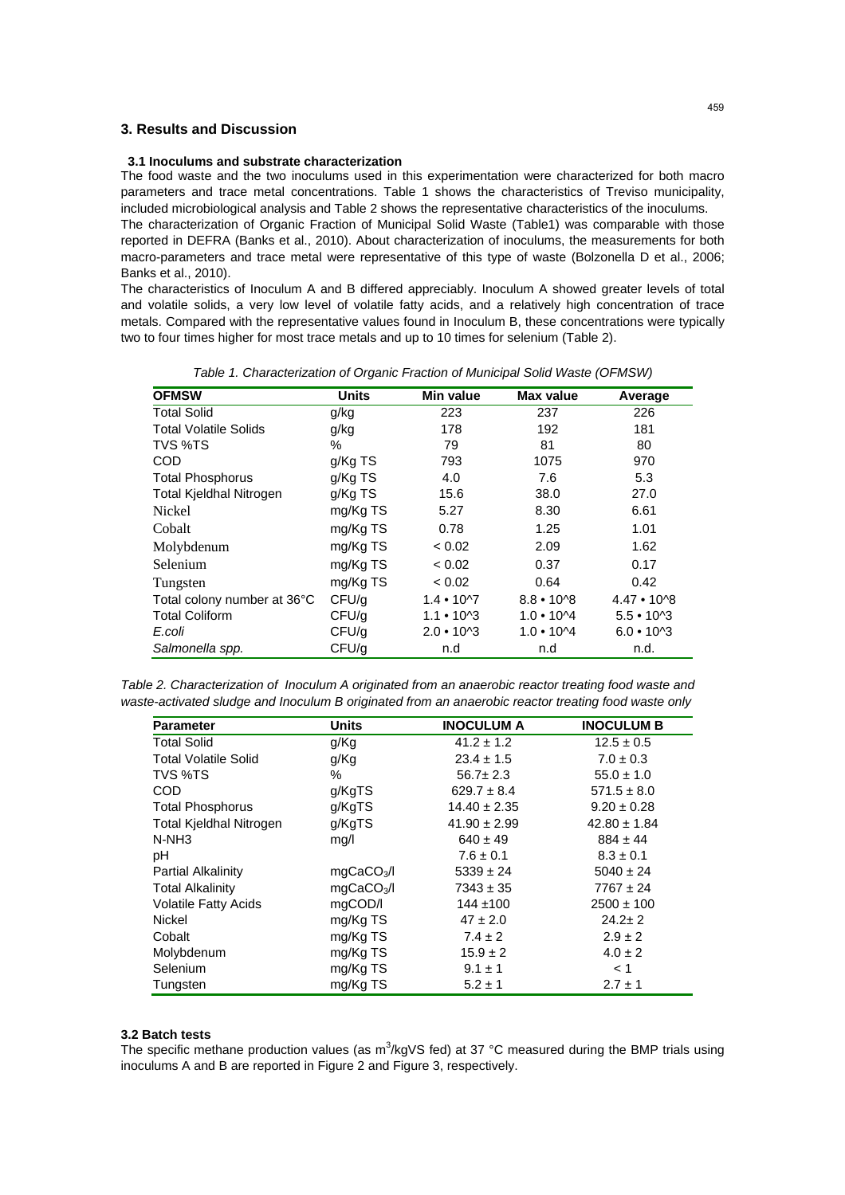## 3. Results and Discussion

### 3.1 Inoculums and substrate characterization

The food waste and the two inoculums used in this experimentation were characterized for both macro parameters and trace metal concentrations. Table 1 shows the characteristics of Treviso municipality, included microbiological analysis and Table 2 shows the representative characteristics of the inoculums.

The characterization of Organic Fraction of Municipal Solid Waste (Table1) was comparable with those reported in DEFRA (Banks et al., 2010). About characterization of inoculums, the measurements for both macro-parameters and trace metal were representative of this type of waste (Bolzonella D et al., 2006; Banks et al., 2010).

The characteristics of Inoculum A and B differed appreciably. Inoculum A showed greater levels of total and volatile solids, a very low level of volatile fatty acids, and a relatively high concentration of trace metals. Compared with the representative values found in Inoculum B, these concentrations were typically two to four times higher for most trace metals and up to 10 times for selenium (Table 2).

*Table 1. Characterization of Organic Fraction of Municipal Solid Waste (OFMSW)*

| OFMSW | Units | Min value | Max value | Average |
|---|---|---|---|---|
| Total Solid | g/kg | 223 | 237 | 226 |
| Total Volatile Solids | g/kg | 178 | 192 | 181 |
| TVS %TS | % | 79 | 81 | 80 |
| COD | g/Kg TS | 793 | 1075 | 970 |
| Total Phosphorus | g/Kg TS | 4.0 | 7.6 | 5.3 |
| Total Kjeldhal Nitrogen | g/Kg TS | 15.6 | 38.0 | 27.0 |
| Nickel | mg/Kg TS | 5.27 | 8.30 | 6.61 |
| Cobalt | mg/Kg TS | 0.78 | 1.25 | 1.01 |
| Molybdenum | mg/Kg TS | < 0.02 | 2.09 | 1.62 |
| Selenium | mg/Kg TS | < 0.02 | 0.37 | 0.17 |
| Tungsten | mg/Kg TS | < 0.02 | 0.64 | 0.42 |
| Total colony number at 36°C | CFU/g | $1.4 \cdot 10^7$ | $8.8 \cdot 10^8$ | $4.47 \cdot 10^8$ |
| Total Coliform | CFU/g | $1.1 \cdot 10^3$ | $1.0 \cdot 10^4$ | $5.5 \cdot 10^3$ |
| *E.coli* | CFU/g | $2.0 \cdot 10^3$ | $1.0 \cdot 10^4$ | $6.0 \cdot 10^3$ |
| *Salmonella spp.* | CFU/g | n.d | n.d | n.d. |

*Table 2. Characterization of Inoculum A originated from an anaerobic reactor treating food waste and waste-activated sludge and Inoculum B originated from an anaerobic reactor treating food waste only*

| Parameter | Units | INOCULUM A | INOCULUM B |
|---|---|---|---|
| Total Solid | g/Kg | 41.2 ± 1.2 | 12.5 ± 0.5 |
| Total Volatile Solid | g/Kg | 23.4 ± 1.5 | 7.0 ± 0.3 |
| TVS %TS | % | 56.7± 2.3 | 55.0 ± 1.0 |
| COD | g/KgTS | 629.7 ± 8.4 | 571.5 ± 8.0 |
| Total Phosphorus | g/KgTS | 14.40 ± 2.35 | 9.20 ± 0.28 |
| Total Kjeldhal Nitrogen | g/KgTS | 41.90 ± 2.99 | 42.80 ± 1.84 |
| N-NH3 | mg/l | 640 ± 49 | 884 ± 44 |
| pH | | 7.6 ± 0.1 | 8.3 ± 0.1 |
| Partial Alkalinity | $mgCaCO_3/l$ | 5339 ± 24 | 5040 ± 24 |
| Total Alkalinity | $mgCaCO_3/l$ | 7343 ± 35 | 7767 ± 24 |
| Volatile Fatty Acids | mgCOD/l | 144 ±100 | 2500 ± 100 |
| Nickel | mg/Kg TS | 47 ± 2.0 | 24.2± 2 |
| Cobalt | mg/Kg TS | 7.4 ± 2 | 2.9 ± 2 |
| Molybdenum | mg/Kg TS | 15.9 ± 2 | 4.0 ± 2 |
| Selenium | mg/Kg TS | 9.1 ± 1 | < 1 |
| Tungsten | mg/Kg TS | 5.2 ± 1 | 2.7 ± 1 |

### 3.2 Batch tests

The specific methane production values (as $m^3$/kgVS fed) at 37 °C measured during the BMP trials using inoculums A and B are reported in Figure 2 and Figure 3, respectively.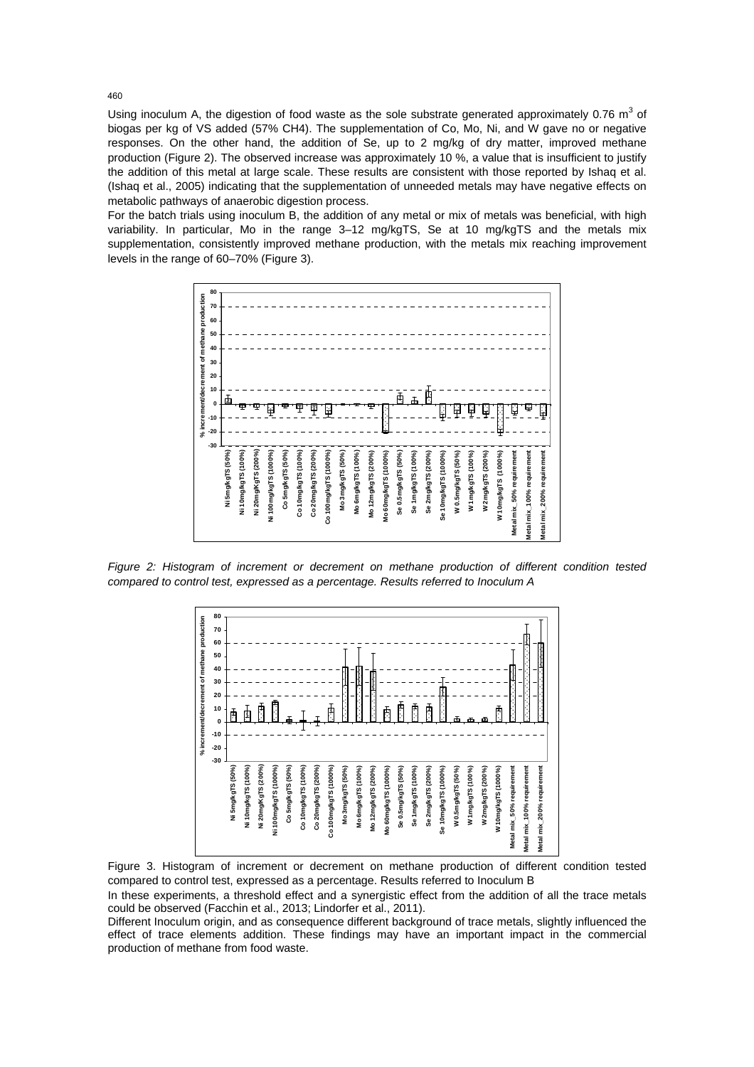Using inoculum A, the digestion of food waste as the sole substrate generated approximately 0.76 $m^3$ of biogas per kg of VS added (57% CH4). The supplementation of Co, Mo, Ni, and W gave no or negative responses. On the other hand, the addition of Se, up to 2 mg/kg of dry matter, improved methane production (Figure 2). The observed increase was approximately 10 %, a value that is insufficient to justify the addition of this metal at large scale. These results are consistent with those reported by Ishaq et al. (Ishaq et al., 2005) indicating that the supplementation of unneeded metals may have negative effects on metabolic pathways of anaerobic digestion process.

For the batch trials using inoculum B, the addition of any metal or mix of metals was beneficial, with high variability. In particular, Mo in the range 3–12 mg/kgTS, Se at 10 mg/kgTS and the metals mix supplementation, consistently improved methane production, with the metals mix reaching improvement levels in the range of 60–70% (Figure 3).

*Figure 2: Histogram of increment or decrement on methane production of different condition tested compared to control test, expressed as a percentage. Results referred to Inoculum A*

Figure 3. Histogram of increment or decrement on methane production of different condition tested compared to control test, expressed as a percentage. Results referred to Inoculum B

In these experiments, a threshold effect and a synergistic effect from the addition of all the trace metals could be observed (Facchin et al., 2013; Lindorfer et al., 2011).

Different Inoculum origin, and as consequence different background of trace metals, slightly influenced the effect of trace elements addition. These findings may have an important impact in the commercial production of methane from food waste.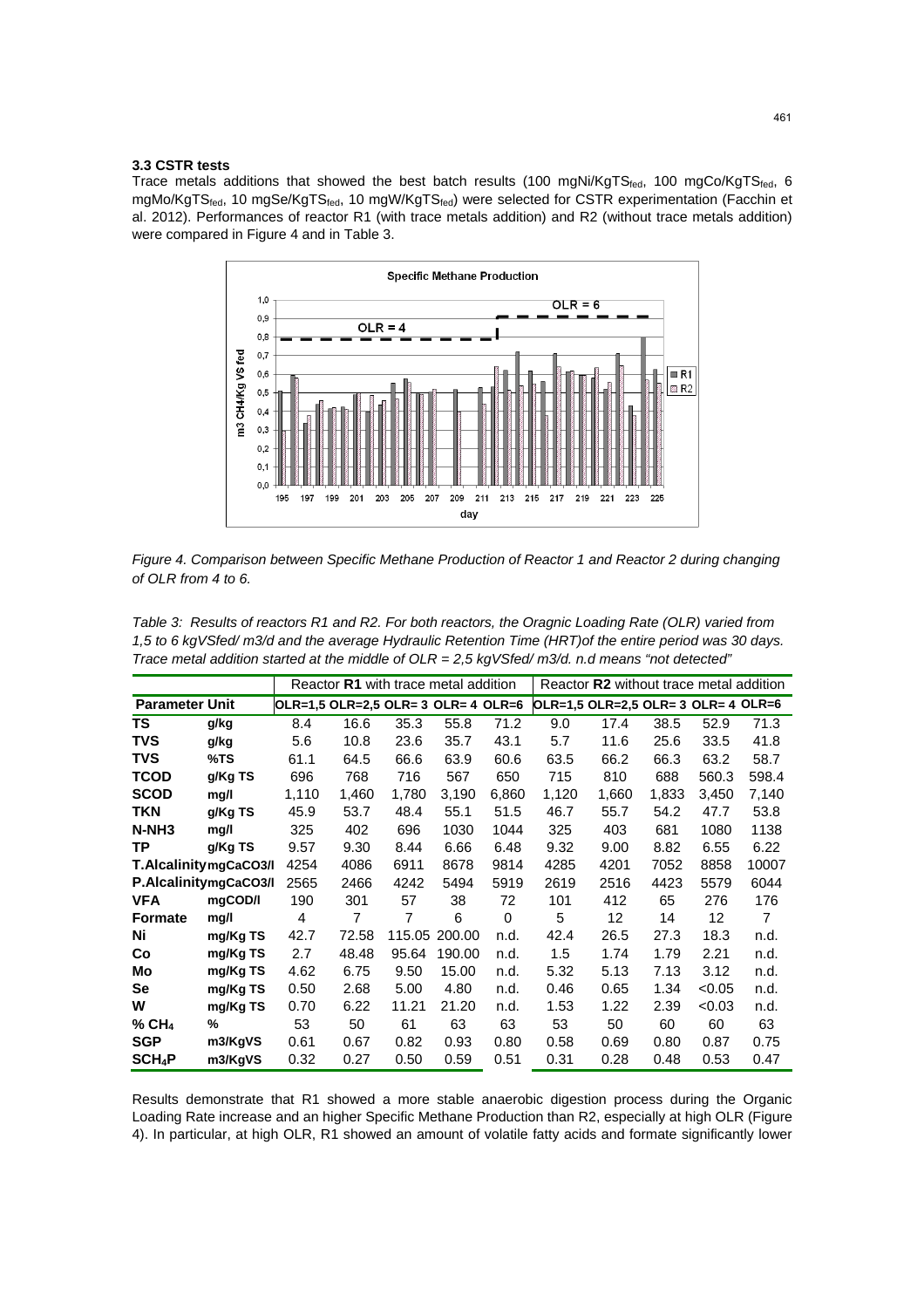### 3.3 CSTR tests

Trace metals additions that showed the best batch results (100 mgNi/Kg$TS_{fed}$, 100 mgCo/Kg$TS_{fed}$, 6 mgMo/Kg$TS_{fed}$, 10 mgSe/Kg$TS_{fed}$, 10 mgW/Kg$TS_{fed}$) were selected for CSTR experimentation (Facchin et al. 2012). Performances of reactor R1 (with trace metals addition) and R2 (without trace metals addition) were compared in Figure 4 and in Table 3.

*Figure 4. Comparison between Specific Methane Production of Reactor 1 and Reactor 2 during changing of OLR from 4 to 6.*

*Table 3: Results of reactors R1 and R2. For both reactors, the Oragnic Loading Rate (OLR) varied from 1,5 to 6 kgVSfed/ m3/d and the average Hydraulic Retention Time (HRT)of the entire period was 30 days. Trace metal addition started at the middle of OLR = 2,5 kgVSfed/ m3/d. n.d means "not detected"*

| | | Reactor **R1** with trace metal addition | | | | | Reactor **R2** without trace metal addition | | | | |
|---|---|---|---|---|---|---|---|---|---|---|---|
| **Parameter** | **Unit** | OLR=1,5 | OLR=2,5 | OLR= 3 | OLR= 4 | OLR=6 | OLR=1,5 | OLR=2,5 | OLR= 3 | OLR= 4 | OLR=6 |
| **TS** | g/kg | 8.4 | 16.6 | 35.3 | 55.8 | 71.2 | 9.0 | 17.4 | 38.5 | 52.9 | 71.3 |
| **TVS** | g/kg | 5.6 | 10.8 | 23.6 | 35.7 | 43.1 | 5.7 | 11.6 | 25.6 | 33.5 | 41.8 |
| **TVS** | %TS | 61.1 | 64.5 | 66.6 | 63.9 | 60.6 | 63.5 | 66.2 | 66.3 | 63.2 | 58.7 |
| **TCOD** | g/Kg TS | 696 | 768 | 716 | 567 | 650 | 715 | 810 | 688 | 560.3 | 598.4 |
| **SCOD** | mg/l | 1,110 | 1,460 | 1,780 | 3,190 | 6,860 | 1,120 | 1,660 | 1,833 | 3,450 | 7,140 |
| **TKN** | g/Kg TS | 45.9 | 53.7 | 48.4 | 55.1 | 51.5 | 46.7 | 55.7 | 54.2 | 47.7 | 53.8 |
| **N-NH3** | mg/l | 325 | 402 | 696 | 1030 | 1044 | 325 | 403 | 681 | 1080 | 1138 |
| **TP** | g/Kg TS | 9.57 | 9.30 | 8.44 | 6.66 | 6.48 | 9.32 | 9.00 | 8.82 | 6.55 | 6.22 |
| **T.Alcalinity** | mgCaCO3/l | 4254 | 4086 | 6911 | 8678 | 9814 | 4285 | 4201 | 7052 | 8858 | 10007 |
| **P.Alcalinity** | mgCaCO3/l | 2565 | 2466 | 4242 | 5494 | 5919 | 2619 | 2516 | 4423 | 5579 | 6044 |
| **VFA** | mgCOD/l | 190 | 301 | 57 | 38 | 72 | 101 | 412 | 65 | 276 | 176 |
| **Formate** | mg/l | 4 | 7 | 7 | 6 | 0 | 5 | 12 | 14 | 12 | 7 |
| **Ni** | mg/Kg TS | 42.7 | 72.58 | 115.05 | 200.00 | n.d. | 42.4 | 26.5 | 27.3 | 18.3 | n.d. |
| **Co** | mg/Kg TS | 2.7 | 48.48 | 95.64 | 190.00 | n.d. | 1.5 | 1.74 | 1.79 | 2.21 | n.d. |
| **Mo** | mg/Kg TS | 4.62 | 6.75 | 9.50 | 15.00 | n.d. | 5.32 | 5.13 | 7.13 | 3.12 | n.d. |
| **Se** | mg/Kg TS | 0.50 | 2.68 | 5.00 | 4.80 | n.d. | 0.46 | 0.65 | 1.34 | <0.05 | n.d. |
| **W** | mg/Kg TS | 0.70 | 6.22 | 11.21 | 21.20 | n.d. | 1.53 | 1.22 | 2.39 | <0.03 | n.d. |
| **% $CH_4$** | % | 53 | 50 | 61 | 63 | 63 | 53 | 50 | 60 | 60 | 63 |
| **SGP** | m3/KgVS | 0.61 | 0.67 | 0.82 | 0.93 | 0.80 | 0.58 | 0.69 | 0.80 | 0.87 | 0.75 |
| **$SCH_4P$** | m3/KgVS | 0.32 | 0.27 | 0.50 | 0.59 | 0.51 | 0.31 | 0.28 | 0.48 | 0.53 | 0.47 |

Results demonstrate that R1 showed a more stable anaerobic digestion process during the Organic Loading Rate increase and an higher Specific Methane Production than R2, especially at high OLR (Figure 4). In particular, at high OLR, R1 showed an amount of volatile fatty acids and formate significantly lower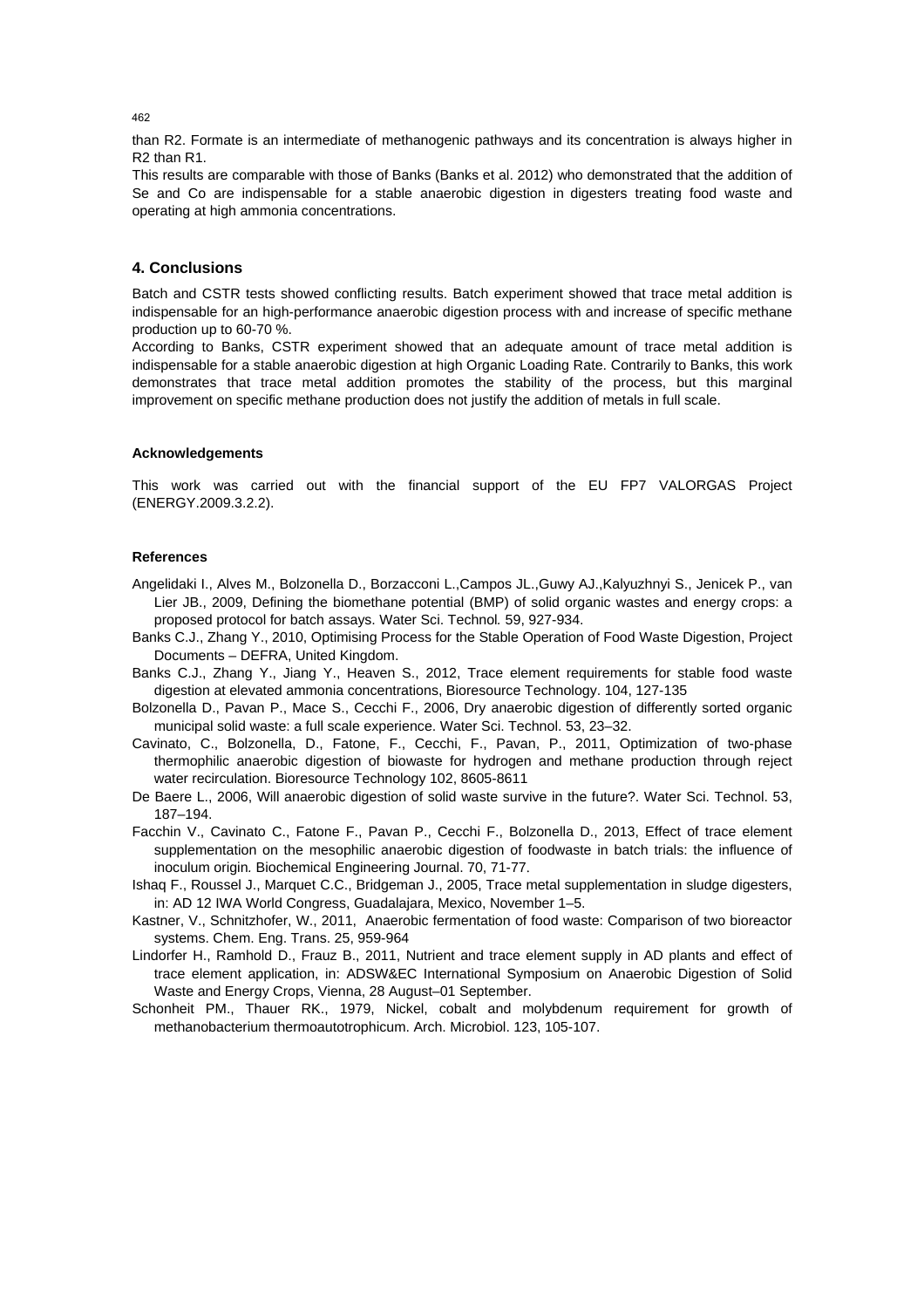than R2. Formate is an intermediate of methanogenic pathways and its concentration is always higher in R2 than R1.

This results are comparable with those of Banks (Banks et al. 2012) who demonstrated that the addition of Se and Co are indispensable for a stable anaerobic digestion in digesters treating food waste and operating at high ammonia concentrations.

## 4. Conclusions

Batch and CSTR tests showed conflicting results. Batch experiment showed that trace metal addition is indispensable for an high-performance anaerobic digestion process with and increase of specific methane production up to 60-70 %.

According to Banks, CSTR experiment showed that an adequate amount of trace metal addition is indispensable for a stable anaerobic digestion at high Organic Loading Rate. Contrarily to Banks, this work demonstrates that trace metal addition promotes the stability of the process, but this marginal improvement on specific methane production does not justify the addition of metals in full scale.

#### Acknowledgements

This work was carried out with the financial support of the EU FP7 VALORGAS Project (ENERGY.2009.3.2.2).

#### References

Angelidaki I., Alves M., Bolzonella D., Borzacconi L.,Campos JL.,Guwy AJ.,Kalyuzhnyi S., Jenicek P., van Lier JB., 2009, Defining the biomethane potential (BMP) of solid organic wastes and energy crops: a proposed protocol for batch assays. Water Sci. Technol*.* 59, 927-934.

Banks C.J., Zhang Y., 2010, Optimising Process for the Stable Operation of Food Waste Digestion, Project Documents – DEFRA, United Kingdom.

Banks C.J., Zhang Y., Jiang Y., Heaven S., 2012, Trace element requirements for stable food waste digestion at elevated ammonia concentrations, Bioresource Technology. 104, 127-135

Bolzonella D., Pavan P., Mace S., Cecchi F., 2006, Dry anaerobic digestion of differently sorted organic municipal solid waste: a full scale experience. Water Sci. Technol. 53, 23–32.

Cavinato, C., Bolzonella, D., Fatone, F., Cecchi, F., Pavan, P., 2011, Optimization of two-phase thermophilic anaerobic digestion of biowaste for hydrogen and methane production through reject water recirculation. Bioresource Technology 102, 8605-8611

De Baere L., 2006, Will anaerobic digestion of solid waste survive in the future?. Water Sci. Technol. 53, 187–194.

Facchin V., Cavinato C., Fatone F., Pavan P., Cecchi F., Bolzonella D., 2013, Effect of trace element supplementation on the mesophilic anaerobic digestion of foodwaste in batch trials: the influence of inoculum origin*.* Biochemical Engineering Journal. 70, 71-77.

Ishaq F., Roussel J., Marquet C.C., Bridgeman J., 2005, Trace metal supplementation in sludge digesters, in: AD 12 IWA World Congress, Guadalajara, Mexico, November 1–5.

Kastner, V., Schnitzhofer, W., 2011, Anaerobic fermentation of food waste: Comparison of two bioreactor systems. Chem. Eng. Trans. 25, 959-964

Lindorfer H., Ramhold D., Frauz B., 2011, Nutrient and trace element supply in AD plants and effect of trace element application, in: ADSW&EC International Symposium on Anaerobic Digestion of Solid Waste and Energy Crops, Vienna, 28 August–01 September.

Schonheit PM., Thauer RK., 1979, Nickel, cobalt and molybdenum requirement for growth of methanobacterium thermoautotrophicum. Arch. Microbiol. 123, 105-107.